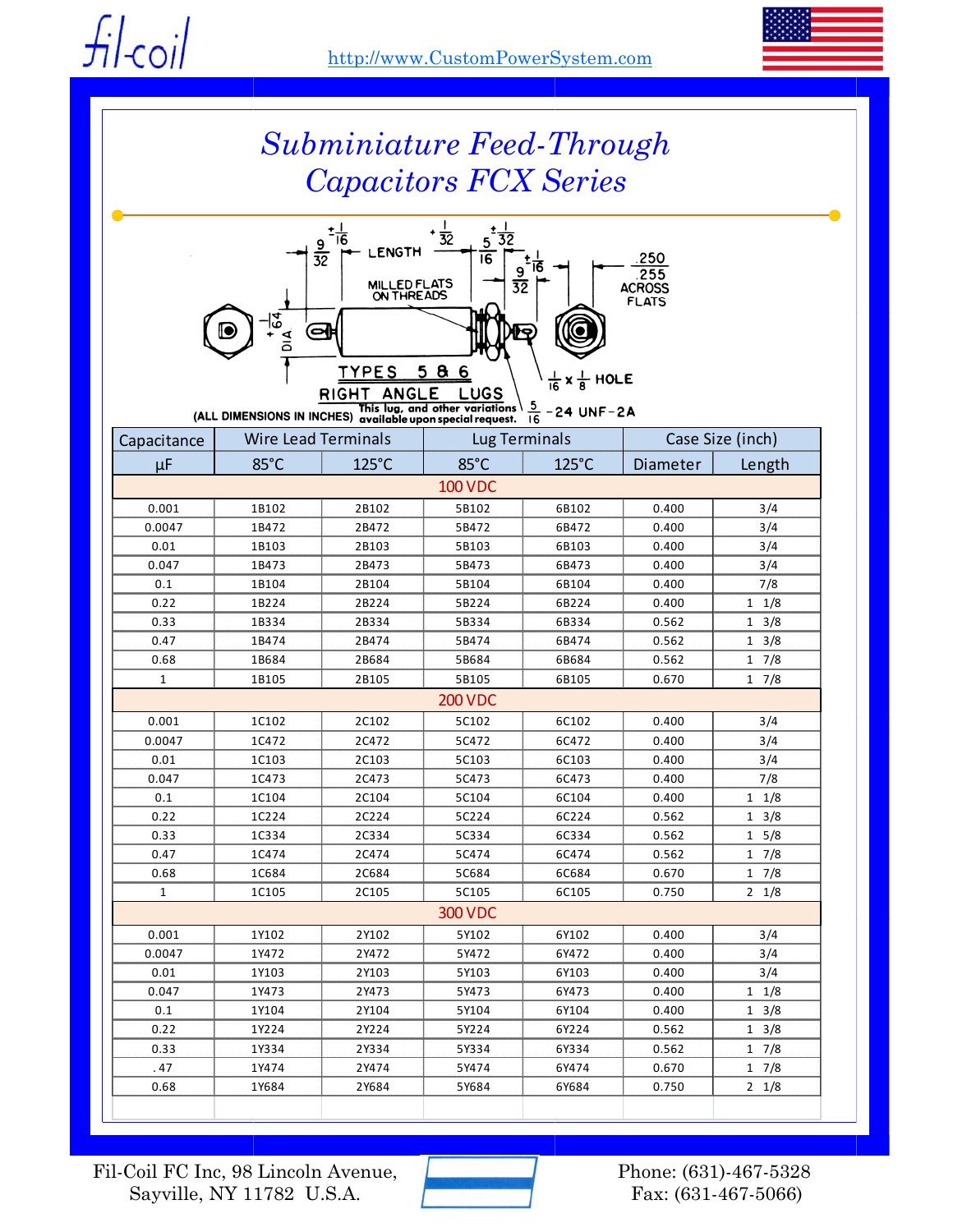fil-coil

http://www.CustomPowerSystem.com

# Subminiature Feed-Through Capacitors FCX Series

9/32 +1/16 LENGTH +1/32 5/16 +1/32 9/32 +1/16 .250 .255 ACROSS FLATS

MILLED FLATS ON THREADS

DIA +1/64

TYPES 5 & 6 RIGHT ANGLE LUGS

This lug, and other variations available upon special request.

1/16 x 1/8 HOLE

5/16 -24 UNF-2A

(ALL DIMENSIONS IN INCHES)

| Capacitance | Wire Lead Terminals | | Lug Terminals | | Case Size (inch) | |
|---|---|---|---|---|---|---|
| µF | 85°C | 125°C | 85°C | 125°C | Diameter | Length |
| **100 VDC** | | | | | | |
| 0.001 | 1B102 | 2B102 | 5B102 | 6B102 | 0.400 | 3/4 |
| 0.0047 | 1B472 | 2B472 | 5B472 | 6B472 | 0.400 | 3/4 |
| 0.01 | 1B103 | 2B103 | 5B103 | 6B103 | 0.400 | 3/4 |
| 0.047 | 1B473 | 2B473 | 5B473 | 6B473 | 0.400 | 3/4 |
| 0.1 | 1B104 | 2B104 | 5B104 | 6B104 | 0.400 | 7/8 |
| 0.22 | 1B224 | 2B224 | 5B224 | 6B224 | 0.400 | 1 1/8 |
| 0.33 | 1B334 | 2B334 | 5B334 | 6B334 | 0.562 | 1 3/8 |
| 0.47 | 1B474 | 2B474 | 5B474 | 6B474 | 0.562 | 1 3/8 |
| 0.68 | 1B684 | 2B684 | 5B684 | 6B684 | 0.562 | 1 7/8 |
| 1 | 1B105 | 2B105 | 5B105 | 6B105 | 0.670 | 1 7/8 |
| **200 VDC** | | | | | | |
| 0.001 | 1C102 | 2C102 | 5C102 | 6C102 | 0.400 | 3/4 |
| 0.0047 | 1C472 | 2C472 | 5C472 | 6C472 | 0.400 | 3/4 |
| 0.01 | 1C103 | 2C103 | 5C103 | 6C103 | 0.400 | 3/4 |
| 0.047 | 1C473 | 2C473 | 5C473 | 6C473 | 0.400 | 7/8 |
| 0.1 | 1C104 | 2C104 | 5C104 | 6C104 | 0.400 | 1 1/8 |
| 0.22 | 1C224 | 2C224 | 5C224 | 6C224 | 0.562 | 1 3/8 |
| 0.33 | 1C334 | 2C334 | 5C334 | 6C334 | 0.562 | 1 5/8 |
| 0.47 | 1C474 | 2C474 | 5C474 | 6C474 | 0.562 | 1 7/8 |
| 0.68 | 1C684 | 2C684 | 5C684 | 6C684 | 0.670 | 1 7/8 |
| 1 | 1C105 | 2C105 | 5C105 | 6C105 | 0.750 | 2 1/8 |
| **300 VDC** | | | | | | |
| 0.001 | 1Y102 | 2Y102 | 5Y102 | 6Y102 | 0.400 | 3/4 |
| 0.0047 | 1Y472 | 2Y472 | 5Y472 | 6Y472 | 0.400 | 3/4 |
| 0.01 | 1Y103 | 2Y103 | 5Y103 | 6Y103 | 0.400 | 3/4 |
| 0.047 | 1Y473 | 2Y473 | 5Y473 | 6Y473 | 0.400 | 1 1/8 |
| 0.1 | 1Y104 | 2Y104 | 5Y104 | 6Y104 | 0.400 | 1 3/8 |
| 0.22 | 1Y224 | 2Y224 | 5Y224 | 6Y224 | 0.562 | 1 3/8 |
| 0.33 | 1Y334 | 2Y334 | 5Y334 | 6Y334 | 0.562 | 1 7/8 |
| .47 | 1Y474 | 2Y474 | 5Y474 | 6Y474 | 0.670 | 1 7/8 |
| 0.68 | 1Y684 | 2Y684 | 5Y684 | 6Y684 | 0.750 | 2 1/8 |

Fil-Coil FC Inc, 98 Lincoln Avenue,
Sayville, NY 11782 U.S.A.

Phone: (631)-467-5328
Fax: (631)-467-5066)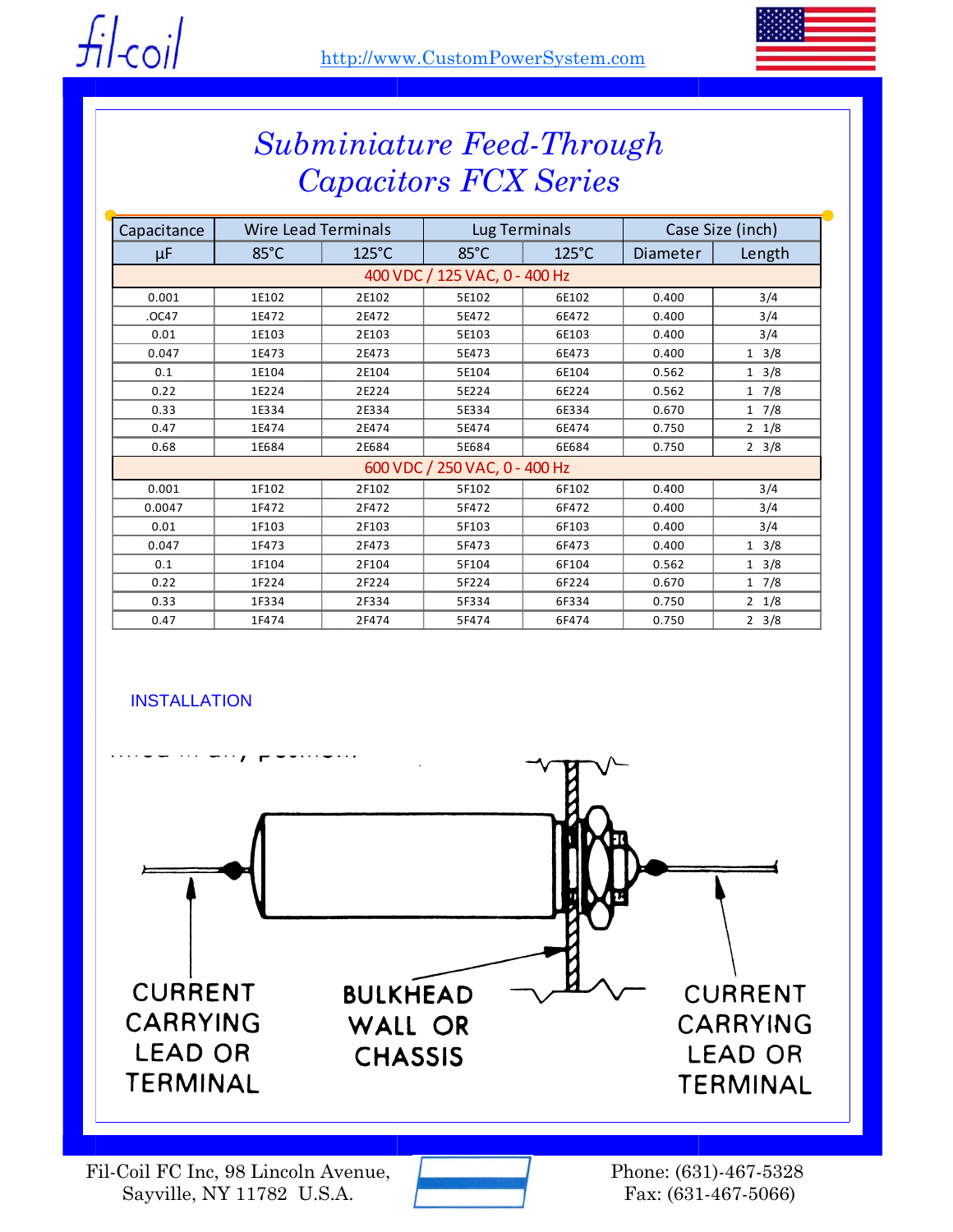# Subminiature Feed-Through Capacitors FCX Series

| Capacitance | Wire Lead Terminals | | Lug Terminals | | Case Size (inch) | |
|---|---|---|---|---|---|---|
| µF | 85°C | 125°C | 85°C | 125°C | Diameter | Length |
| **400 VDC / 125 VAC, 0 - 400 Hz** | | | | | | |
| 0.001 | 1E102 | 2E102 | 5E102 | 6E102 | 0.400 | 3/4 |
| .OC47 | 1E472 | 2E472 | 5E472 | 6E472 | 0.400 | 3/4 |
| 0.01 | 1E103 | 2E103 | 5E103 | 6E103 | 0.400 | 3/4 |
| 0.047 | 1E473 | 2E473 | 5E473 | 6E473 | 0.400 | 1 3/8 |
| 0.1 | 1E104 | 2E104 | 5E104 | 6E104 | 0.562 | 1 3/8 |
| 0.22 | 1E224 | 2E224 | 5E224 | 6E224 | 0.562 | 1 7/8 |
| 0.33 | 1E334 | 2E334 | 5E334 | 6E334 | 0.670 | 1 7/8 |
| 0.47 | 1E474 | 2E474 | 5E474 | 6E474 | 0.750 | 2 1/8 |
| 0.68 | 1E684 | 2E684 | 5E684 | 6E684 | 0.750 | 2 3/8 |
| **600 VDC / 250 VAC, 0 - 400 Hz** | | | | | | |
| 0.001 | 1F102 | 2F102 | 5F102 | 6F102 | 0.400 | 3/4 |
| 0.0047 | 1F472 | 2F472 | 5F472 | 6F472 | 0.400 | 3/4 |
| 0.01 | 1F103 | 2F103 | 5F103 | 6F103 | 0.400 | 3/4 |
| 0.047 | 1F473 | 2F473 | 5F473 | 6F473 | 0.400 | 1 3/8 |
| 0.1 | 1F104 | 2F104 | 5F104 | 6F104 | 0.562 | 1 3/8 |
| 0.22 | 1F224 | 2F224 | 5F224 | 6F224 | 0.670 | 1 7/8 |
| 0.33 | 1F334 | 2F334 | 5F334 | 6F334 | 0.750 | 2 1/8 |
| 0.47 | 1F474 | 2F474 | 5F474 | 6F474 | 0.750 | 2 3/8 |

INSTALLATION

CURRENT CARRYING LEAD OR TERMINAL

BULKHEAD WALL OR CHASSIS

CURRENT CARRYING LEAD OR TERMINAL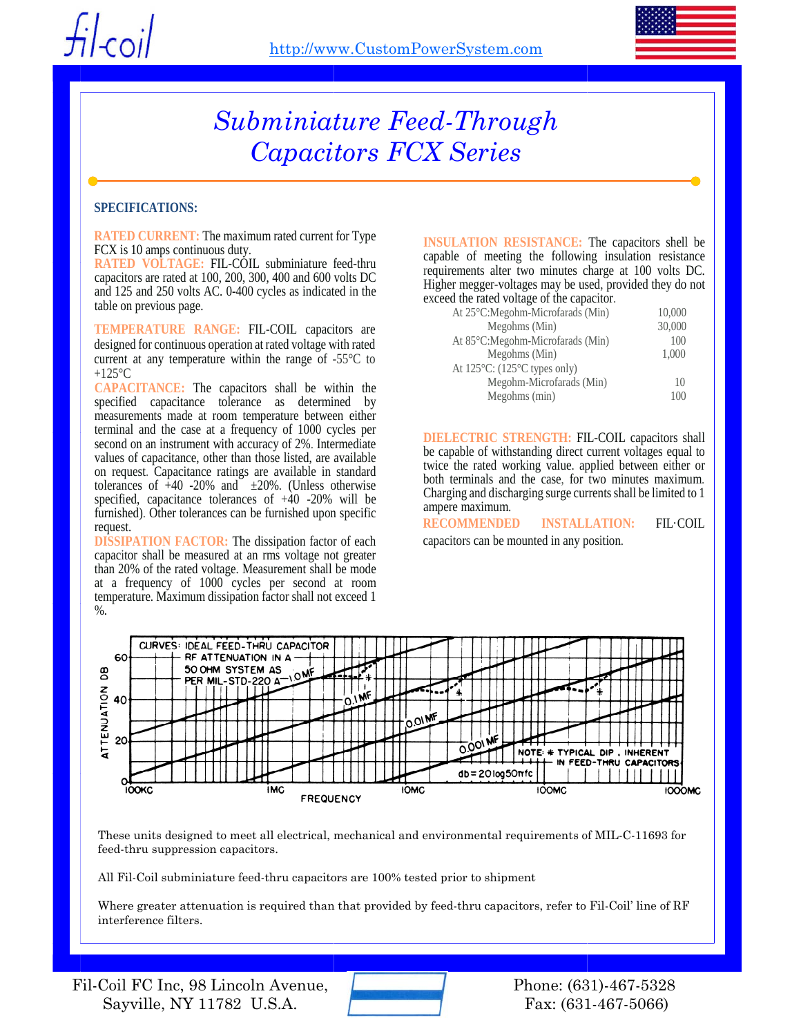# Subminiature Feed-Through Capacitors FCX Series

## SPECIFICATIONS:

**RATED CURRENT:** The maximum rated current for Type FCX is 10 amps continuous duty.

**RATED VOLTAGE:** FIL-COIL subminiature feed-thru capacitors are rated at 100, 200, 300, 400 and 600 volts DC and 125 and 250 volts AC. 0-400 cycles as indicated in the table on previous page.

**TEMPERATURE RANGE:** FIL-COIL capacitors are designed for continuous operation at rated voltage with rated current at any temperature within the range of -55°C to +125°C

**CAPACITANCE:** The capacitors shall be within the specified capacitance tolerance as determined by measurements made at room temperature between either terminal and the case at a frequency of 1000 cycles per second on an instrument with accuracy of 2%. Intermediate values of capacitance, other than those listed, are available on request. Capacitance ratings are available in standard tolerances of +40 -20% and ±20%. (Unless otherwise specified, capacitance tolerances of +40 -20% will be furnished). Other tolerances can be furnished upon specific request.

**DISSIPATION FACTOR:** The dissipation factor of each capacitor shall be measured at an rms voltage not greater than 20% of the rated voltage. Measurement shall be mode at a frequency of 1000 cycles per second at room temperature. Maximum dissipation factor shall not exceed 1 %.

**INSULATION RESISTANCE:** The capacitors shell be capable of meeting the following insulation resistance requirements alter two minutes charge at 100 volts DC. Higher megger-voltages may be used, provided they do not exceed the rated voltage of the capacitor.

| | |
|---|---|
| At 25°C:Megohm-Microfarads (Min) | 10,000 |
| Megohms (Min) | 30,000 |
| At 85°C:Megohm-Microfarads (Min) | 100 |
| Megohms (Min) | 1,000 |
| At 125°C: (125°C types only) | |
| Megohm-Microfarads (Min) | 10 |
| Megohms (min) | 100 |

**DIELECTRIC STRENGTH:** FIL-COIL capacitors shall be capable of withstanding direct current voltages equal to twice the rated working value. applied between either or both terminals and the case, for two minutes maximum. Charging and discharging surge currents shall be limited to 1 ampere maximum.

**RECOMMENDED INSTALLATION:** FIL·COIL capacitors can be mounted in any position.

CURVES: IDEAL FEED-THRU CAPACITOR RF ATTENUATION IN A 50 OHM SYSTEM AS PER MIL-STD-220 A

ATTENUATION DB

60
40
20
0

1.0 MF
0.1 MF
0.01 MF
0.001 MF

NOTE: * TYPICAL DIP, INHERENT IN FEED-THRU CAPACITORS

db = 20log50πfc

100KC
1MC
10MC
100MC
1000MC

FREQUENCY

These units designed to meet all electrical, mechanical and environmental requirements of MIL-C-11693 for feed-thru suppression capacitors.

All Fil-Coil subminiature feed-thru capacitors are 100% tested prior to shipment

Where greater attenuation is required than that provided by feed-thru capacitors, refer to Fil-Coil' line of RF interference filters.